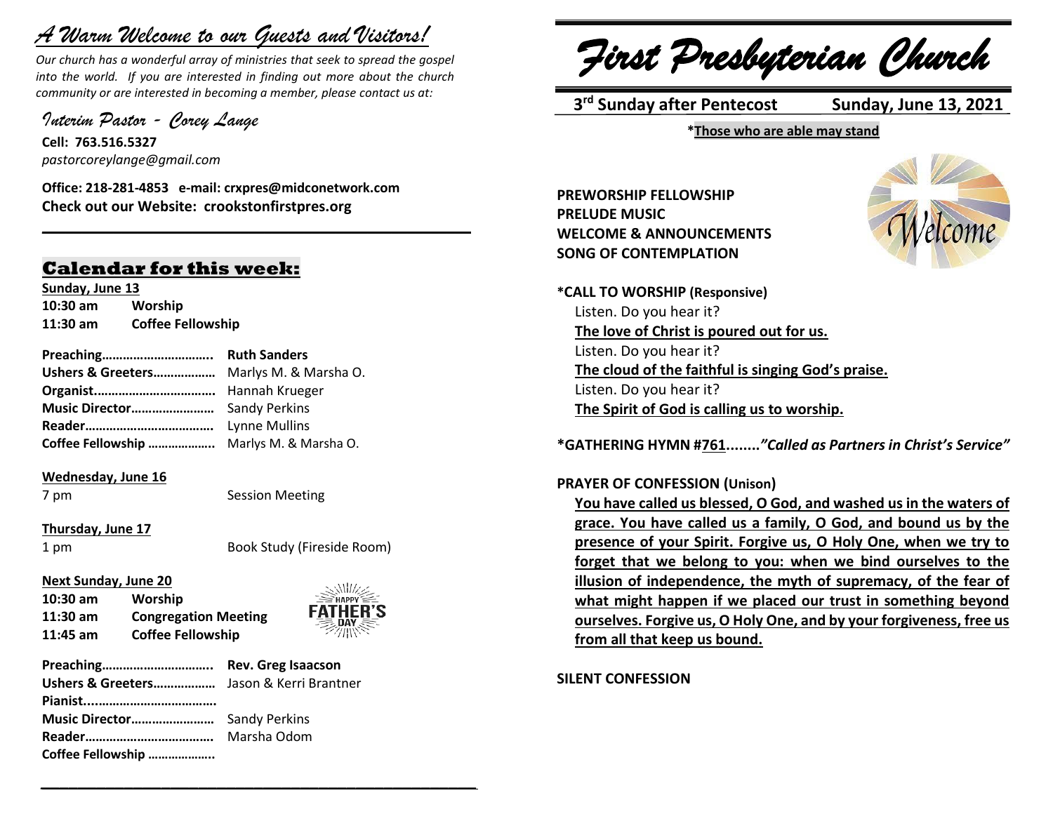# *A Warm Welcome to our Guests and Visitors!*

*Our church has a wonderful array of ministries that seek to spread the gospel into the world. If you are interested in finding out more about the church community or are interested in becoming a member, please contact us at:*

*Interim Pastor - Corey Lange*

**Cell: 763.516.5327**
*pastorcoreylange@gmail.com*

**Office: 218-281-4853 e-mail: crxpres@midconetwork.com**
**Check out our Website: crookstonfirstpres.org**

## Calendar for this week:

**Sunday, June 13**

**10:30 am** **Worship**
**11:30 am** **Coffee Fellowship**

**Preaching…………………………..** **Ruth Sanders**
**Ushers & Greeters………………** Marlys M. & Marsha O.
**Organist……………………………..** Hannah Krueger
**Music Director……………………** Sandy Perkins
**Reader……………………………….** Lynne Mullins
**Coffee Fellowship ………………..** Marlys M. & Marsha O.

**Wednesday, June 16**

7 pm Session Meeting

**Thursday, June 17**

1 pm Book Study (Fireside Room)

**Next Sunday, June 20**

**10:30 am** **Worship**
**11:30 am** **Congregation Meeting**
**11:45 am** **Coffee Fellowship**

**Preaching…………………………..** **Rev. Greg Isaacson**
**Ushers & Greeters………………** Jason & Kerri Brantner
**Pianist……………………………….**
**Music Director……………………** Sandy Perkins
**Reader……………………………….** Marsha Odom
**Coffee Fellowship ………………..**

# *First Presbyterian Church*

**3rd Sunday after Pentecost** **Sunday, June 13, 2021**

**\*Those who are able may stand**

**PREWORSHIP FELLOWSHIP**
**PRELUDE MUSIC**
**WELCOME & ANNOUNCEMENTS**
**SONG OF CONTEMPLATION**

**\*CALL TO WORSHIP (Responsive)**

Listen. Do you hear it?
**The love of Christ is poured out for us.**
Listen. Do you hear it?
**The cloud of the faithful is singing God's praise.**
Listen. Do you hear it?
**The Spirit of God is calling us to worship.**

**\*GATHERING HYMN #761……..*"Called as Partners in Christ's Service"***

**PRAYER OF CONFESSION (Unison)**

**You have called us blessed, O God, and washed us in the waters of grace. You have called us a family, O God, and bound us by the presence of your Spirit. Forgive us, O Holy One, when we try to forget that we belong to you: when we bind ourselves to the illusion of independence, the myth of supremacy, of the fear of what might happen if we placed our trust in something beyond ourselves. Forgive us, O Holy One, and by your forgiveness, free us from all that keep us bound.**

**SILENT CONFESSION**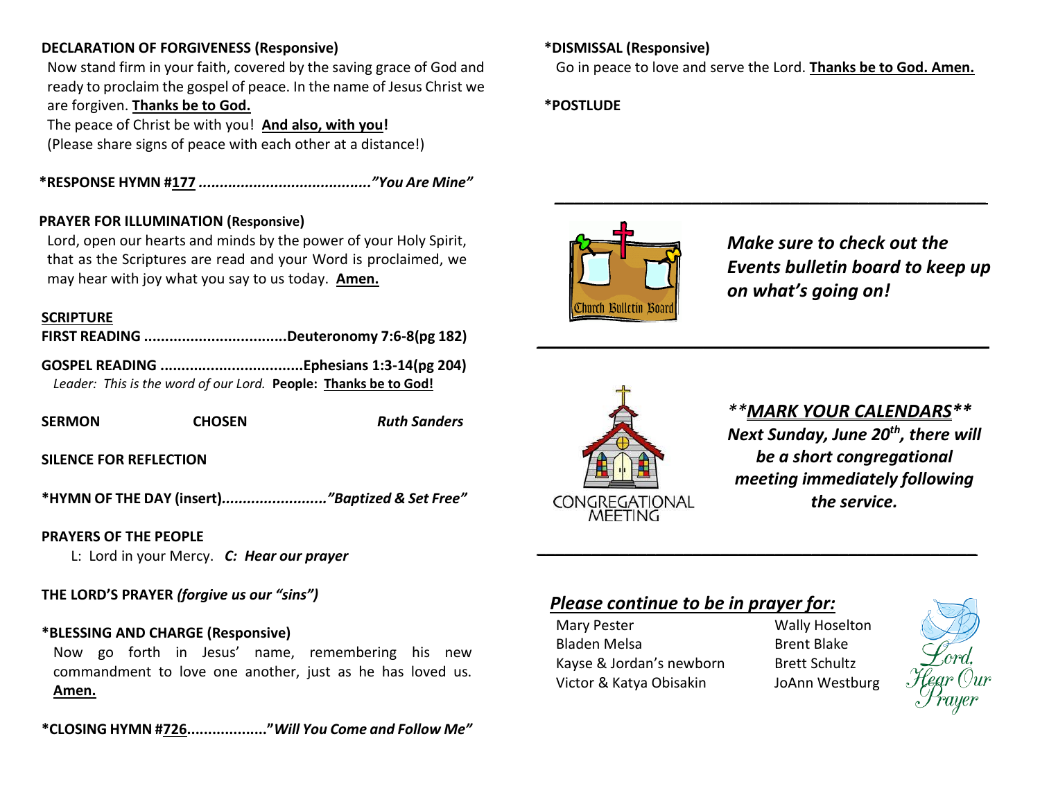**DECLARATION OF FORGIVENESS (Responsive)**

Now stand firm in your faith, covered by the saving grace of God and ready to proclaim the gospel of peace. In the name of Jesus Christ we are forgiven. **Thanks be to God.**

The peace of Christ be with you! **And also, with you!**

(Please share signs of peace with each other at a distance!)

**\*RESPONSE HYMN #177** ........................................ ***"You Are Mine"***

**PRAYER FOR ILLUMINATION (Responsive)**

Lord, open our hearts and minds by the power of your Holy Spirit, that as the Scriptures are read and your Word is proclaimed, we may hear with joy what you say to us today. **Amen.**

**SCRIPTURE**

**FIRST READING .................................Deuteronomy 7:6-8(pg 182)**

**GOSPEL READING .................................Ephesians 1:3-14(pg 204)**

*Leader: This is the word of our Lord.* **People: Thanks be to God!**

**SERMON** **CHOSEN** ***Ruth Sanders***

**SILENCE FOR REFLECTION**

**\*HYMN OF THE DAY (insert)**........................***"Baptized & Set Free"***

**PRAYERS OF THE PEOPLE**

L: Lord in your Mercy. ***C: Hear our prayer***

**THE LORD'S PRAYER** ***(forgive us our "sins")***

**\*BLESSING AND CHARGE (Responsive)**

Now go forth in Jesus' name, remembering his new commandment to love one another, just as he has loved us. **Amen.**

**\*CLOSING HYMN #726..................*"Will You Come and Follow Me"***

**\*DISMISSAL (Responsive)**

Go in peace to love and serve the Lord. **Thanks be to God. Amen.**

**\*POSTLUDE**

---

***Make sure to check out the Events bulletin board to keep up on what's going on!***

---

***\*\*MARK YOUR CALENDARS\*\****

***Next Sunday, June 20th, there will be a short congregational meeting immediately following the service.***

---

## *Please continue to be in prayer for:*

- Mary Pester
- Bladen Melsa
- Kayse & Jordan's newborn
- Victor & Katya Obisakin
- Wally Hoselton
- Brent Blake
- Brett Schultz
- JoAnn Westburg